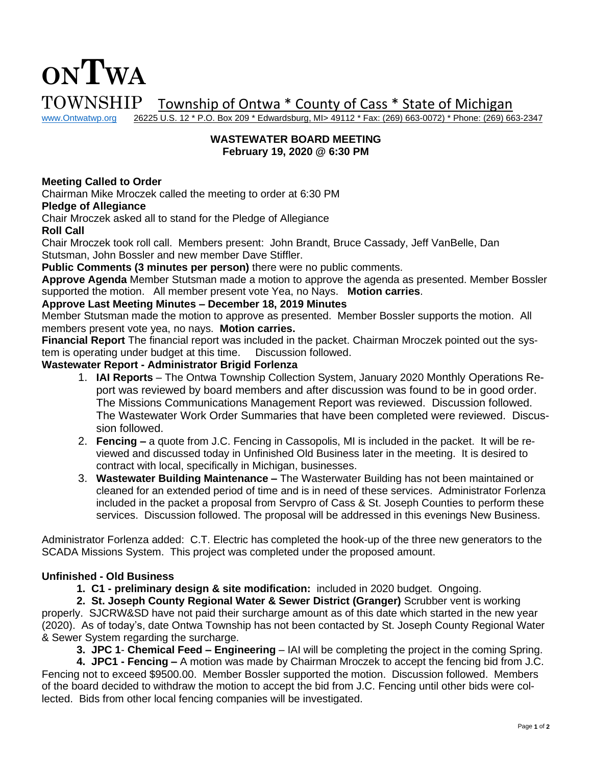# ONTWA TOWNSHIP

Township of Ontwa * County of Cass * State of Michigan

www.Ontwatwp.org 26225 U.S. 12 * P.O. Box 209 * Edwardsburg, MI> 49112 * Fax: (269) 663-0072) * Phone: (269) 663-2347

**WASTEWATER BOARD MEETING**
**February 19, 2020 @ 6:30 PM**

**Meeting Called to Order**
Chairman Mike Mroczek called the meeting to order at 6:30 PM

**Pledge of Allegiance**
Chair Mroczek asked all to stand for the Pledge of Allegiance

**Roll Call**
Chair Mroczek took roll call. Members present: John Brandt, Bruce Cassady, Jeff VanBelle, Dan Stutsman, John Bossler and new member Dave Stiffler.

**Public Comments (3 minutes per person)** there were no public comments.

**Approve Agenda** Member Stutsman made a motion to approve the agenda as presented. Member Bossler supported the motion. All member present vote Yea, no Nays. **Motion carries**.

**Approve Last Meeting Minutes – December 18, 2019 Minutes**
Member Stutsman made the motion to approve as presented. Member Bossler supports the motion. All members present vote yea, no nays. **Motion carries.**

**Financial Report** The financial report was included in the packet. Chairman Mroczek pointed out the system is operating under budget at this time. Discussion followed.

**Wastewater Report - Administrator Brigid Forlenza**

1. **IAI Reports** – The Ontwa Township Collection System, January 2020 Monthly Operations Report was reviewed by board members and after discussion was found to be in good order. The Missions Communications Management Report was reviewed. Discussion followed. The Wastewater Work Order Summaries that have been completed were reviewed. Discussion followed.
2. **Fencing –** a quote from J.C. Fencing in Cassopolis, MI is included in the packet. It will be reviewed and discussed today in Unfinished Old Business later in the meeting. It is desired to contract with local, specifically in Michigan, businesses.
3. **Wastewater Building Maintenance –** The Wasterwater Building has not been maintained or cleaned for an extended period of time and is in need of these services. Administrator Forlenza included in the packet a proposal from Servpro of Cass & St. Joseph Counties to perform these services. Discussion followed. The proposal will be addressed in this evenings New Business.

Administrator Forlenza added: C.T. Electric has completed the hook-up of the three new generators to the SCADA Missions System. This project was completed under the proposed amount.

**Unfinished - Old Business**

1. **C1 - preliminary design & site modification:** included in 2020 budget. Ongoing.
2. **St. Joseph County Regional Water & Sewer District (Granger)** Scrubber vent is working properly. SJCRW&SD have not paid their surcharge amount as of this date which started in the new year (2020). As of today's, date Ontwa Township has not been contacted by St. Joseph County Regional Water & Sewer System regarding the surcharge.
3. **JPC 1**- **Chemical Feed – Engineering** – IAI will be completing the project in the coming Spring.
4. **JPC1 - Fencing –** A motion was made by Chairman Mroczek to accept the fencing bid from J.C. Fencing not to exceed $9500.00. Member Bossler supported the motion. Discussion followed. Members of the board decided to withdraw the motion to accept the bid from J.C. Fencing until other bids were collected. Bids from other local fencing companies will be investigated.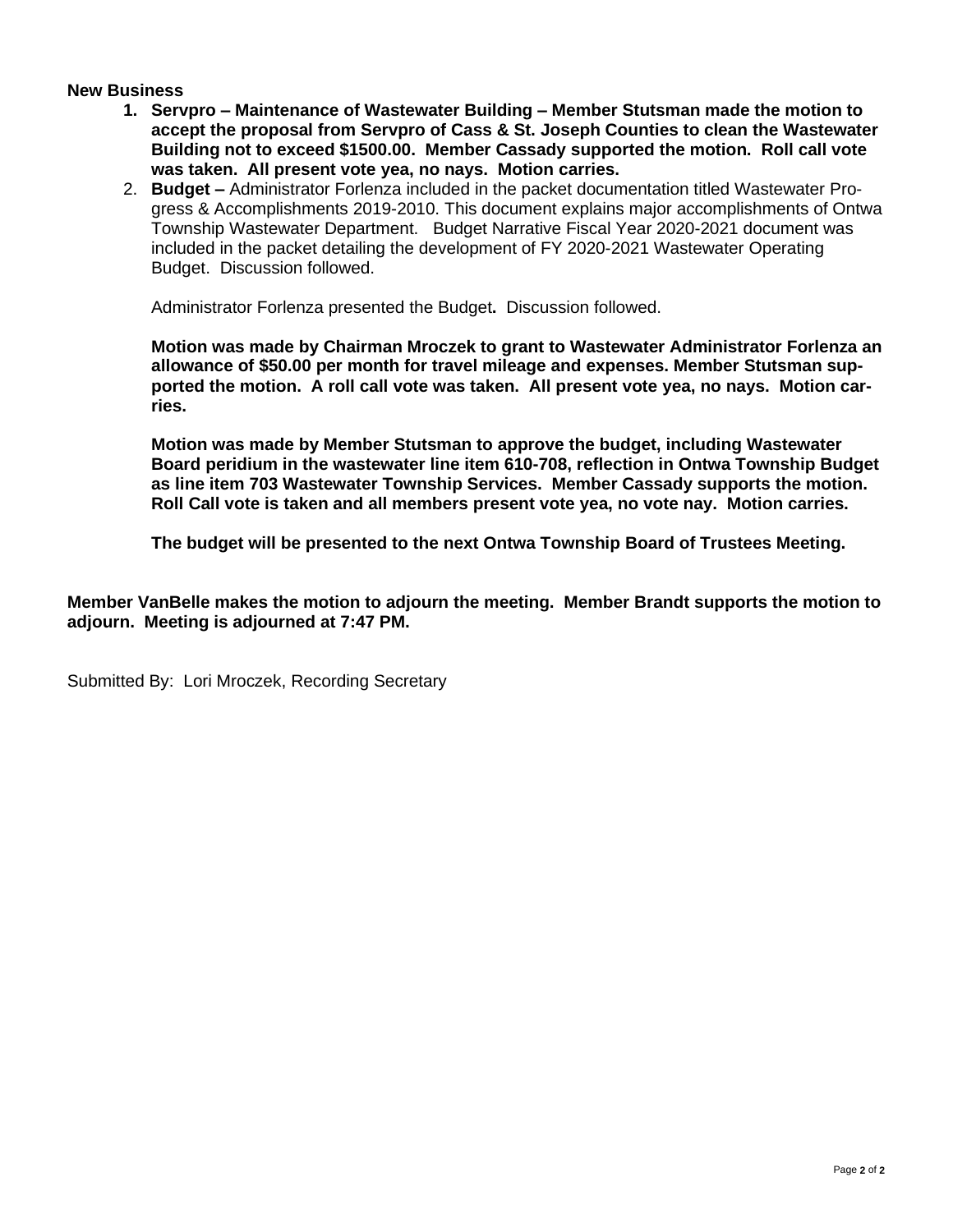**New Business**

1. **Servpro – Maintenance of Wastewater Building – Member Stutsman made the motion to accept the proposal from Servpro of Cass & St. Joseph Counties to clean the Wastewater Building not to exceed $1500.00. Member Cassady supported the motion. Roll call vote was taken. All present vote yea, no nays. Motion carries.**
2. **Budget –** Administrator Forlenza included in the packet documentation titled Wastewater Progress & Accomplishments 2019-2010. This document explains major accomplishments of Ontwa Township Wastewater Department. Budget Narrative Fiscal Year 2020-2021 document was included in the packet detailing the development of FY 2020-2021 Wastewater Operating Budget. Discussion followed.

   Administrator Forlenza presented the Budget**.** Discussion followed.

   **Motion was made by Chairman Mroczek to grant to Wastewater Administrator Forlenza an allowance of $50.00 per month for travel mileage and expenses. Member Stutsman supported the motion. A roll call vote was taken. All present vote yea, no nays. Motion carries.**

   **Motion was made by Member Stutsman to approve the budget, including Wastewater Board peridium in the wastewater line item 610-708, reflection in Ontwa Township Budget as line item 703 Wastewater Township Services. Member Cassady supports the motion. Roll Call vote is taken and all members present vote yea, no vote nay. Motion carries.**

   **The budget will be presented to the next Ontwa Township Board of Trustees Meeting.**

**Member VanBelle makes the motion to adjourn the meeting. Member Brandt supports the motion to adjourn. Meeting is adjourned at 7:47 PM.**

Submitted By: Lori Mroczek, Recording Secretary